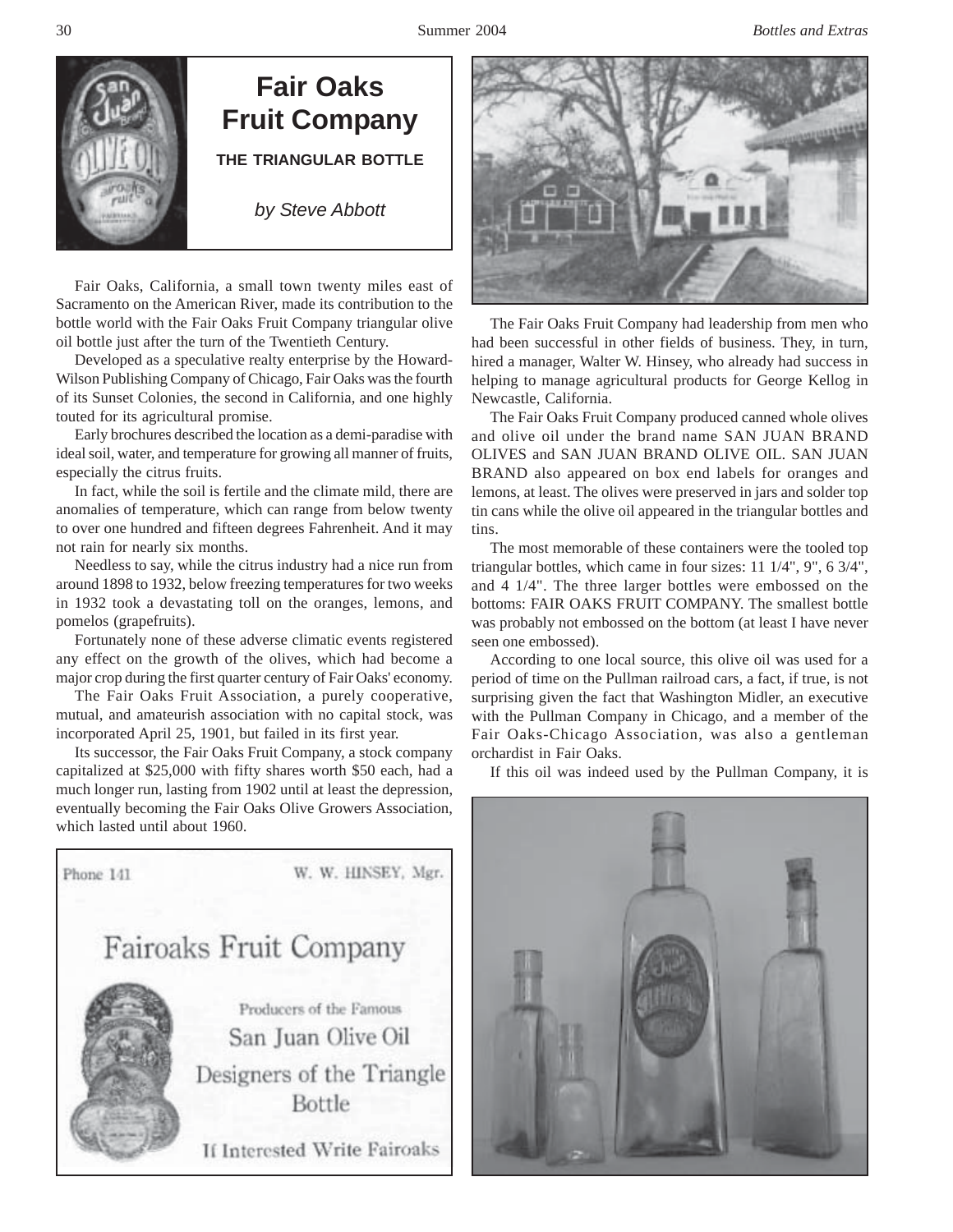# Fair Oaks Fruit Company

**THE TRIANGULAR BOTTLE**

*by Steve Abbott*

Fair Oaks, California, a small town twenty miles east of Sacramento on the American River, made its contribution to the bottle world with the Fair Oaks Fruit Company triangular olive oil bottle just after the turn of the Twentieth Century.

Developed as a speculative realty enterprise by the Howard-Wilson Publishing Company of Chicago, Fair Oaks was the fourth of its Sunset Colonies, the second in California, and one highly touted for its agricultural promise.

Early brochures described the location as a demi-paradise with ideal soil, water, and temperature for growing all manner of fruits, especially the citrus fruits.

In fact, while the soil is fertile and the climate mild, there are anomalies of temperature, which can range from below twenty to over one hundred and fifteen degrees Fahrenheit. And it may not rain for nearly six months.

Needless to say, while the citrus industry had a nice run from around 1898 to 1932, below freezing temperatures for two weeks in 1932 took a devastating toll on the oranges, lemons, and pomelos (grapefruits).

Fortunately none of these adverse climatic events registered any effect on the growth of the olives, which had become a major crop during the first quarter century of Fair Oaks' economy.

The Fair Oaks Fruit Association, a purely cooperative, mutual, and amateurish association with no capital stock, was incorporated April 25, 1901, but failed in its first year.

Its successor, the Fair Oaks Fruit Company, a stock company capitalized at $25,000 with fifty shares worth $50 each, had a much longer run, lasting from 1902 until at least the depression, eventually becoming the Fair Oaks Olive Growers Association, which lasted until about 1960.

Phone 141 — W. W. HINSEY, Mgr.

Fairoaks Fruit Company

Producers of the Famous San Juan Olive Oil

Designers of the Triangle Bottle

If Interested Write Fairoaks

The Fair Oaks Fruit Company had leadership from men who had been successful in other fields of business. They, in turn, hired a manager, Walter W. Hinsey, who already had success in helping to manage agricultural products for George Kellog in Newcastle, California.

The Fair Oaks Fruit Company produced canned whole olives and olive oil under the brand name SAN JUAN BRAND OLIVES and SAN JUAN BRAND OLIVE OIL. SAN JUAN BRAND also appeared on box end labels for oranges and lemons, at least. The olives were preserved in jars and solder top tin cans while the olive oil appeared in the triangular bottles and tins.

The most memorable of these containers were the tooled top triangular bottles, which came in four sizes: 11 1/4", 9", 6 3/4", and 4 1/4". The three larger bottles were embossed on the bottoms: FAIR OAKS FRUIT COMPANY. The smallest bottle was probably not embossed on the bottom (at least I have never seen one embossed).

According to one local source, this olive oil was used for a period of time on the Pullman railroad cars, a fact, if true, is not surprising given the fact that Washington Midler, an executive with the Pullman Company in Chicago, and a member of the Fair Oaks-Chicago Association, was also a gentleman orchardist in Fair Oaks.

If this oil was indeed used by the Pullman Company, it is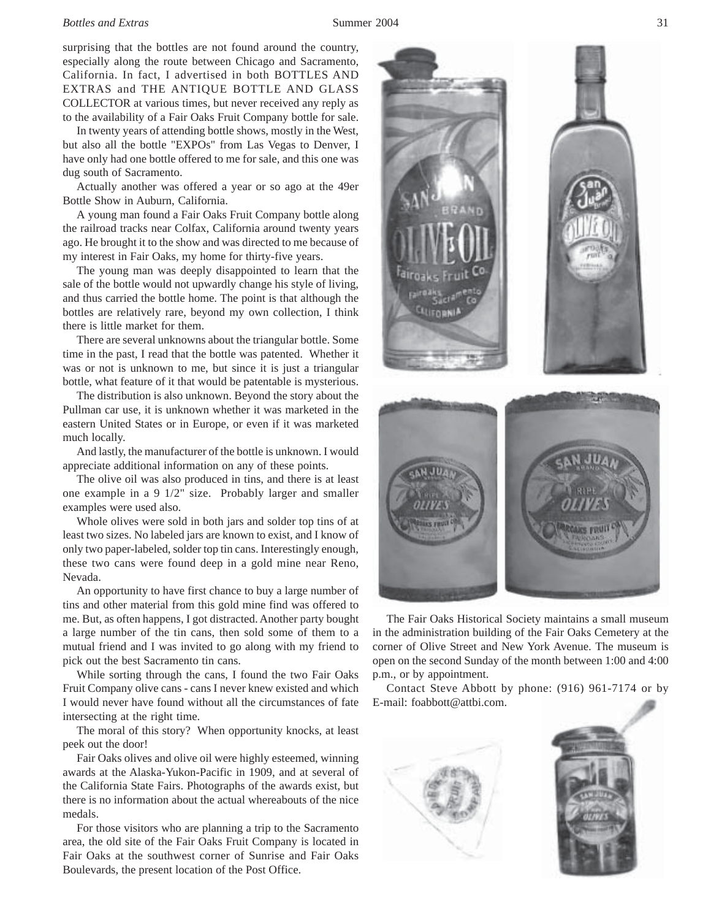surprising that the bottles are not found around the country, especially along the route between Chicago and Sacramento, California. In fact, I advertised in both BOTTLES AND EXTRAS and THE ANTIQUE BOTTLE AND GLASS COLLECTOR at various times, but never received any reply as to the availability of a Fair Oaks Fruit Company bottle for sale.

In twenty years of attending bottle shows, mostly in the West, but also all the bottle "EXPOs" from Las Vegas to Denver, I have only had one bottle offered to me for sale, and this one was dug south of Sacramento.

Actually another was offered a year or so ago at the 49er Bottle Show in Auburn, California.

A young man found a Fair Oaks Fruit Company bottle along the railroad tracks near Colfax, California around twenty years ago. He brought it to the show and was directed to me because of my interest in Fair Oaks, my home for thirty-five years.

The young man was deeply disappointed to learn that the sale of the bottle would not upwardly change his style of living, and thus carried the bottle home. The point is that although the bottles are relatively rare, beyond my own collection, I think there is little market for them.

There are several unknowns about the triangular bottle. Some time in the past, I read that the bottle was patented. Whether it was or not is unknown to me, but since it is just a triangular bottle, what feature of it that would be patentable is mysterious.

The distribution is also unknown. Beyond the story about the Pullman car use, it is unknown whether it was marketed in the eastern United States or in Europe, or even if it was marketed much locally.

And lastly, the manufacturer of the bottle is unknown. I would appreciate additional information on any of these points.

The olive oil was also produced in tins, and there is at least one example in a 9 1/2" size. Probably larger and smaller examples were used also.

Whole olives were sold in both jars and solder top tins of at least two sizes. No labeled jars are known to exist, and I know of only two paper-labeled, solder top tin cans. Interestingly enough, these two cans were found deep in a gold mine near Reno, Nevada.

An opportunity to have first chance to buy a large number of tins and other material from this gold mine find was offered to me. But, as often happens, I got distracted. Another party bought a large number of the tin cans, then sold some of them to a mutual friend and I was invited to go along with my friend to pick out the best Sacramento tin cans.

While sorting through the cans, I found the two Fair Oaks Fruit Company olive cans - cans I never knew existed and which I would never have found without all the circumstances of fate intersecting at the right time.

The moral of this story? When opportunity knocks, at least peek out the door!

Fair Oaks olives and olive oil were highly esteemed, winning awards at the Alaska-Yukon-Pacific in 1909, and at several of the California State Fairs. Photographs of the awards exist, but there is no information about the actual whereabouts of the nice medals.

For those visitors who are planning a trip to the Sacramento area, the old site of the Fair Oaks Fruit Company is located in Fair Oaks at the southwest corner of Sunrise and Fair Oaks Boulevards, the present location of the Post Office.

The Fair Oaks Historical Society maintains a small museum in the administration building of the Fair Oaks Cemetery at the corner of Olive Street and New York Avenue. The museum is open on the second Sunday of the month between 1:00 and 4:00 p.m., or by appointment.

Contact Steve Abbott by phone: (916) 961-7174 or by E-mail: foabbott@attbi.com.